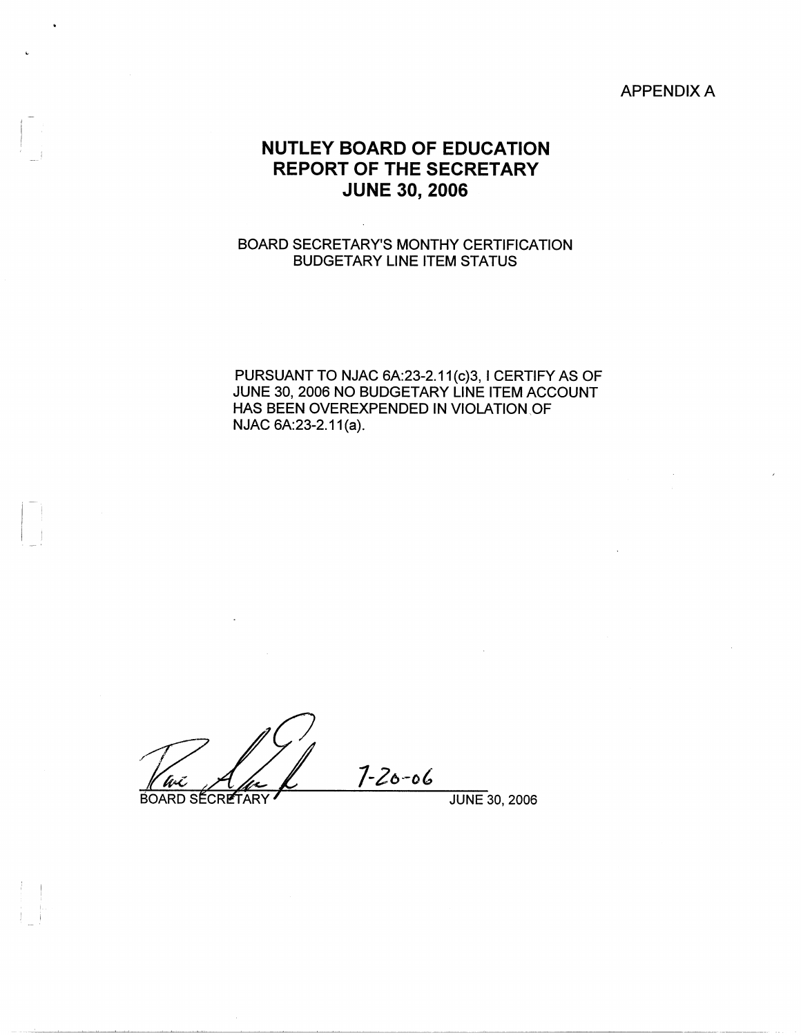APPENDIX A

# NUTLEY BOARD OF EDUCATION
# REPORT OF THE SECRETARY
# JUNE 30, 2006

BOARD SECRETARY'S MONTHY CERTIFICATION
BUDGETARY LINE ITEM STATUS

PURSUANT TO NJAC 6A:23-2.11(c)3, I CERTIFY AS OF JUNE 30, 2006 NO BUDGETARY LINE ITEM ACCOUNT HAS BEEN OVEREXPENDED IN VIOLATION OF NJAC 6A:23-2.11(a).

7-20-06

BOARD SECRETARY JUNE 30, 2006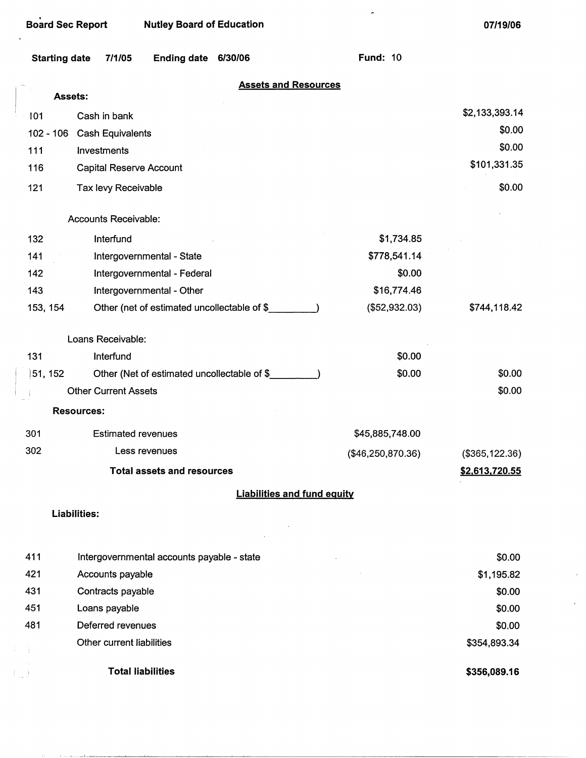**Board Sec Report** **Nutley Board of Education** **07/19/06**

**Starting date** 7/1/05 **Ending date** 6/30/06 **Fund:** 10

## Assets and Resources

**Assets:**

| Code | Description | | Amount |
|---|---|---|---|
| 101 | Cash in bank | | $2,133,393.14 |
| 102 - 106 | Cash Equivalents | | $0.00 |
| 111 | Investments | | $0.00 |
| 116 | Capital Reserve Account | | $101,331.35 |
| 121 | Tax levy Receivable | | $0.00 |
| | Accounts Receivable: | | |
| 132 | Interfund | $1,734.85 | |
| 141 | Intergovernmental - State | $778,541.14 | |
| 142 | Intergovernmental - Federal | $0.00 | |
| 143 | Intergovernmental - Other | $16,774.46 | |
| 153, 154 | Other (net of estimated uncollectable of $_________) | ($52,932.03) | $744,118.42 |
| | Loans Receivable: | | |
| 131 | Interfund | $0.00 | |
| 151, 152 | Other (Net of estimated uncollectable of $_________) | $0.00 | $0.00 |
| | Other Current Assets | | $0.00 |

**Resources:**

| Code | Description | | Amount |
|---|---|---|---|
| 301 | Estimated revenues | $45,885,748.00 | |
| 302 | Less revenues | ($46,250,870.36) | ($365,122.36) |
| | **Total assets and resources** | | **$2,613,720.55** |

## Liabilities and fund equity

**Liabilities:**

| Code | Description | Amount |
|---|---|---|
| 411 | Intergovernmental accounts payable - state | $0.00 |
| 421 | Accounts payable | $1,195.82 |
| 431 | Contracts payable | $0.00 |
| 451 | Loans payable | $0.00 |
| 481 | Deferred revenues | $0.00 |
| | Other current liabilities | $354,893.34 |
| | **Total liabilities** | **$356,089.16** |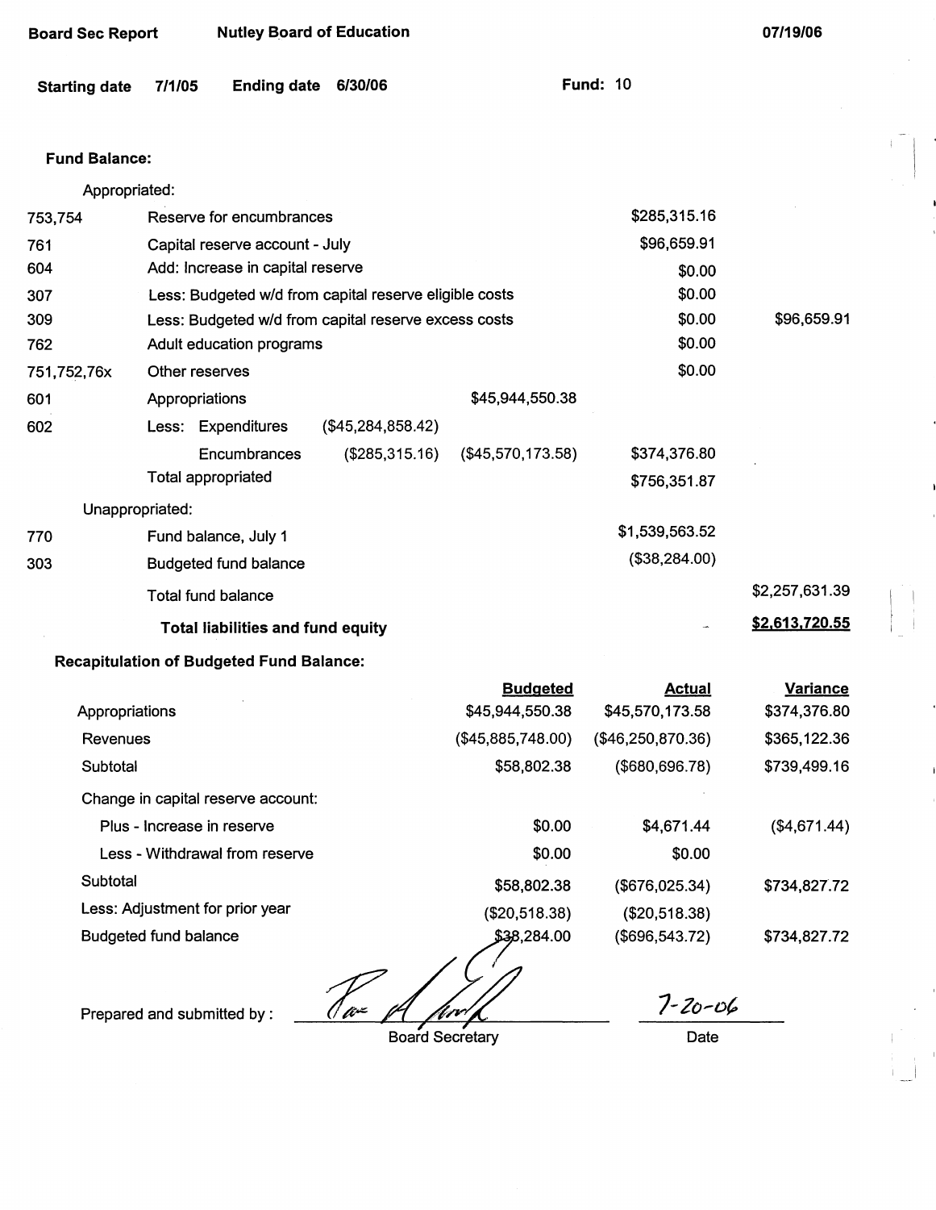Board Sec Report    Nutley Board of Education    07/19/06

Starting date 7/1/05    Ending date 6/30/06    Fund: 10

**Fund Balance:**

| | | | | | |
|---|---|---|---|---|---|
| | Appropriated: | | | | |
| 753,754 | Reserve for encumbrances | | | $285,315.16 | |
| 761 | Capital reserve account - July | | | $96,659.91 | |
| 604 | Add: Increase in capital reserve | | | $0.00 | |
| 307 | Less: Budgeted w/d from capital reserve eligible costs | | | $0.00 | |
| 309 | Less: Budgeted w/d from capital reserve excess costs | | | $0.00 | $96,659.91 |
| 762 | Adult education programs | | | $0.00 | |
| 751,752,76x | Other reserves | | | $0.00 | |
| 601 | Appropriations | | $45,944,550.38 | | |
| 602 | Less: Expenditures | ($45,284,858.42) | | | |
| | Encumbrances | ($285,315.16) | ($45,570,173.58) | $374,376.80 | |
| | Total appropriated | | | $756,351.87 | |
| | Unappropriated: | | | | |
| 770 | Fund balance, July 1 | | | $1,539,563.52 | |
| 303 | Budgeted fund balance | | | ($38,284.00) | |
| | Total fund balance | | | | $2,257,631.39 |
| | **Total liabilities and fund equity** | | | | **$2,613,720.55** |

**Recapitulation of Budgeted Fund Balance:**

| | Budgeted | Actual | Variance |
|---|---|---|---|
| Appropriations | $45,944,550.38 | $45,570,173.58 | $374,376.80 |
| Revenues | ($45,885,748.00) | ($46,250,870.36) | $365,122.36 |
| Subtotal | $58,802.38 | ($680,696.78) | $739,499.16 |
| Change in capital reserve account: | | | |
| Plus - Increase in reserve | $0.00 | $4,671.44 | ($4,671.44) |
| Less - Withdrawal from reserve | $0.00 | $0.00 | |
| Subtotal | $58,802.38 | ($676,025.34) | $734,827.72 |
| Less: Adjustment for prior year | ($20,518.38) | ($20,518.38) | |
| Budgeted fund balance | $38,284.00 | ($696,543.72) | $734,827.72 |

Prepared and submitted by : ______________________ Board Secretary    7-20-06 Date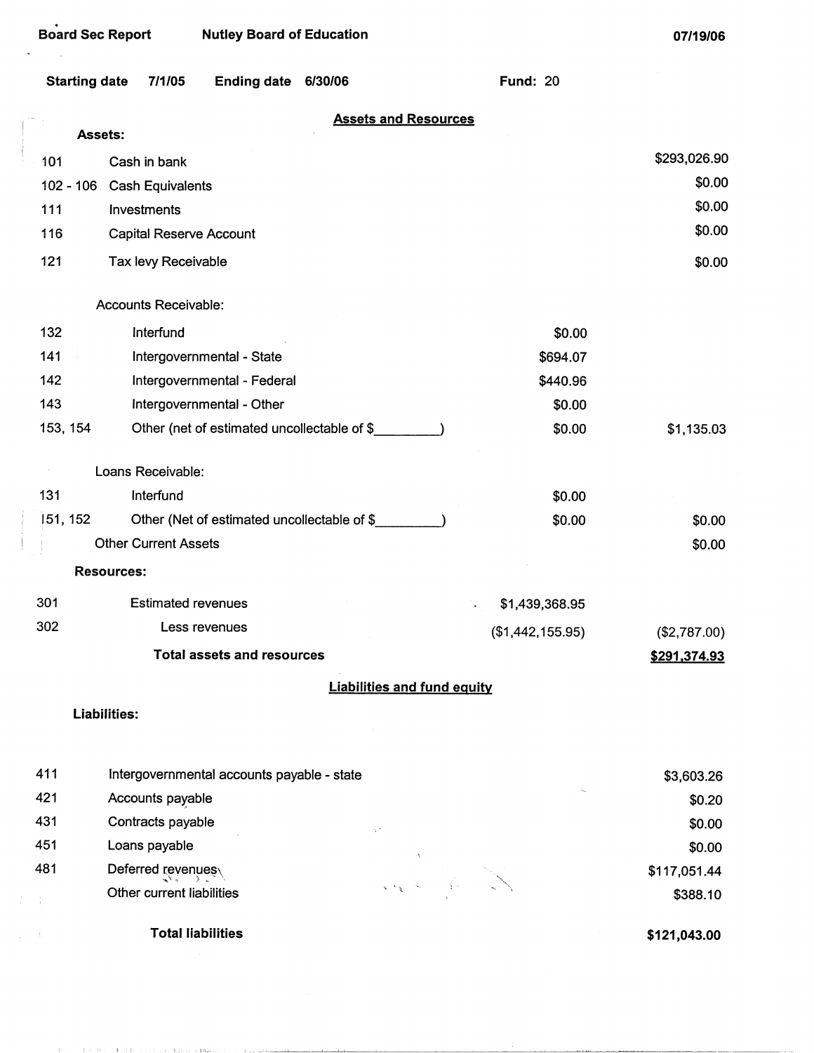Board Sec Report　　Nutley Board of Education　　07/19/06

**Starting date** 7/1/05　　**Ending date** 6/30/06　　**Fund:** 20

## Assets and Resources

**Assets:**

| Code | Item | | Amount |
|---|---|---|---|
| 101 | Cash in bank | | $293,026.90 |
| 102 - 106 | Cash Equivalents | | $0.00 |
| 111 | Investments | | $0.00 |
| 116 | Capital Reserve Account | | $0.00 |
| 121 | Tax levy Receivable | | $0.00 |
| | Accounts Receivable: | | |
| 132 | Interfund | $0.00 | |
| 141 | Intergovernmental - State | $694.07 | |
| 142 | Intergovernmental - Federal | $440.96 | |
| 143 | Intergovernmental - Other | $0.00 | |
| 153, 154 | Other (net of estimated uncollectable of $_________) | $0.00 | $1,135.03 |
| | Loans Receivable: | | |
| 131 | Interfund | $0.00 | |
| 151, 152 | Other (Net of estimated uncollectable of $_________) | $0.00 | $0.00 |
| | Other Current Assets | | $0.00 |

**Resources:**

| Code | Item | | Amount |
|---|---|---|---|
| 301 | Estimated revenues | $1,439,368.95 | |
| 302 | Less revenues | ($1,442,155.95) | ($2,787.00) |
| | **Total assets and resources** | | **$291,374.93** |

## Liabilities and fund equity

**Liabilities:**

| Code | Item | Amount |
|---|---|---|
| 411 | Intergovernmental accounts payable - state | $3,603.26 |
| 421 | Accounts payable | $0.20 |
| 431 | Contracts payable | $0.00 |
| 451 | Loans payable | $0.00 |
| 481 | Deferred revenues | $117,051.44 |
| | Other current liabilities | $388.10 |
| | **Total liabilities** | **$121,043.00** |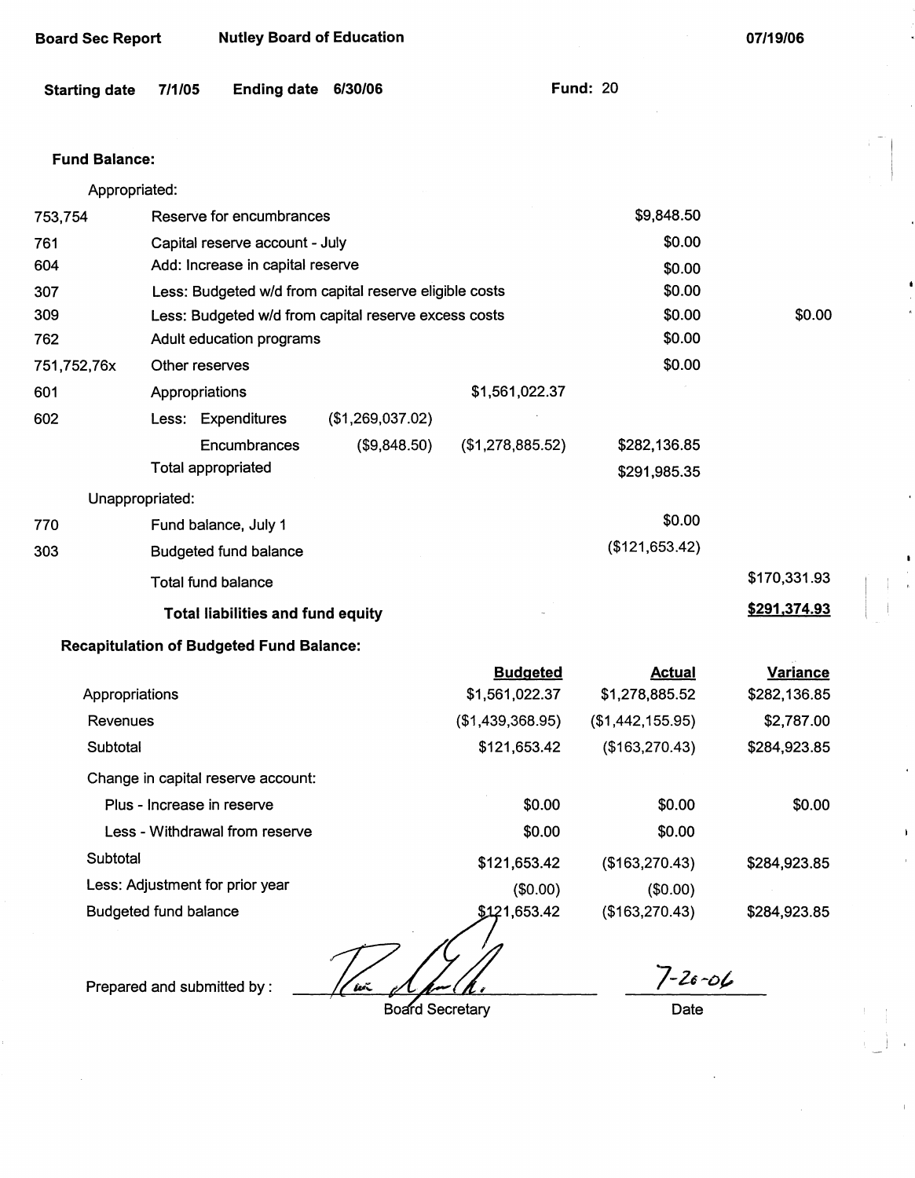Board Sec Report | Nutley Board of Education | 07/19/06

**Starting date** 7/1/05 **Ending date** 6/30/06 **Fund:** 20

**Fund Balance:**

| | | | | | |
|---|---|---|---|---|---|
| | Appropriated: | | | | |
| 753,754 | Reserve for encumbrances | | | $9,848.50 | |
| 761 | Capital reserve account - July | | | $0.00 | |
| 604 | Add: Increase in capital reserve | | | $0.00 | |
| 307 | Less: Budgeted w/d from capital reserve eligible costs | | | $0.00 | |
| 309 | Less: Budgeted w/d from capital reserve excess costs | | | $0.00 | $0.00 |
| 762 | Adult education programs | | | $0.00 | |
| 751,752,76x | Other reserves | | | $0.00 | |
| 601 | Appropriations | | $1,561,022.37 | | |
| 602 | Less: Expenditures | ($1,269,037.02) | | | |
| | Encumbrances | ($9,848.50) | ($1,278,885.52) | $282,136.85 | |
| | Total appropriated | | | $291,985.35 | |
| | Unappropriated: | | | | |
| 770 | Fund balance, July 1 | | | $0.00 | |
| 303 | Budgeted fund balance | | | ($121,653.42) | |
| | Total fund balance | | | | $170,331.93 |
| | **Total liabilities and fund equity** | | | | **$291,374.93** |

**Recapitulation of Budgeted Fund Balance:**

| | Budgeted | Actual | Variance |
|---|---|---|---|
| Appropriations | $1,561,022.37 | $1,278,885.52 | $282,136.85 |
| Revenues | ($1,439,368.95) | ($1,442,155.95) | $2,787.00 |
| Subtotal | $121,653.42 | ($163,270.43) | $284,923.85 |
| Change in capital reserve account: | | | |
| Plus - Increase in reserve | $0.00 | $0.00 | $0.00 |
| Less - Withdrawal from reserve | $0.00 | $0.00 | |
| Subtotal | $121,653.42 | ($163,270.43) | $284,923.85 |
| Less: Adjustment for prior year | ($0.00) | ($0.00) | |
| Budgeted fund balance | $121,653.42 | ($163,270.43) | $284,923.85 |

Prepared and submitted by : ____________________ Board Secretary

7-20-06
Date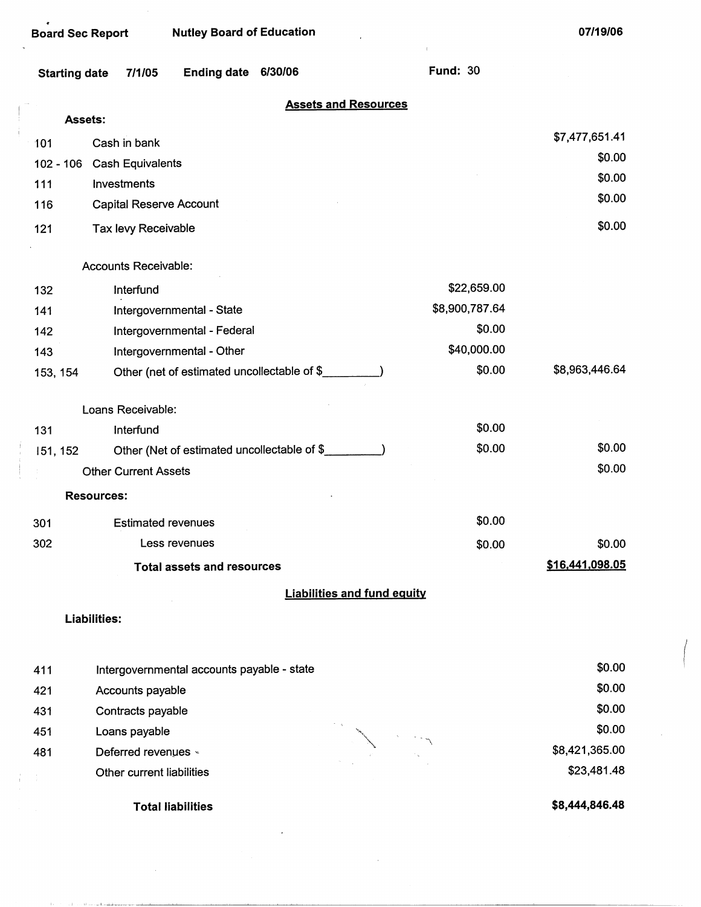Board Sec Report — Nutley Board of Education — 07/19/06

Starting date 7/1/05 — Ending date 6/30/06 — Fund: 30

## Assets and Resources

**Assets:**

| Code | Description | | Amount |
|---|---|---|---|
| 101 | Cash in bank | | $7,477,651.41 |
| 102 - 106 | Cash Equivalents | | $0.00 |
| 111 | Investments | | $0.00 |
| 116 | Capital Reserve Account | | $0.00 |
| 121 | Tax levy Receivable | | $0.00 |
| | Accounts Receivable: | | |
| 132 | Interfund | $22,659.00 | |
| 141 | Intergovernmental - State | $8,900,787.64 | |
| 142 | Intergovernmental - Federal | $0.00 | |
| 143 | Intergovernmental - Other | $40,000.00 | |
| 153, 154 | Other (net of estimated uncollectable of $_________) | $0.00 | $8,963,446.64 |
| | Loans Receivable: | | |
| 131 | Interfund | $0.00 | |
| 151, 152 | Other (Net of estimated uncollectable of $_________) | $0.00 | $0.00 |
| | Other Current Assets | | $0.00 |

**Resources:**

| Code | Description | | Amount |
|---|---|---|---|
| 301 | Estimated revenues | $0.00 | |
| 302 | Less revenues | $0.00 | $0.00 |
| | **Total assets and resources** | | **$16,441,098.05** |

## Liabilities and fund equity

**Liabilities:**

| Code | Description | Amount |
|---|---|---|
| 411 | Intergovernmental accounts payable - state | $0.00 |
| 421 | Accounts payable | $0.00 |
| 431 | Contracts payable | $0.00 |
| 451 | Loans payable | $0.00 |
| 481 | Deferred revenues | $8,421,365.00 |
| | Other current liabilities | $23,481.48 |
| | **Total liabilities** | **$8,444,846.48** |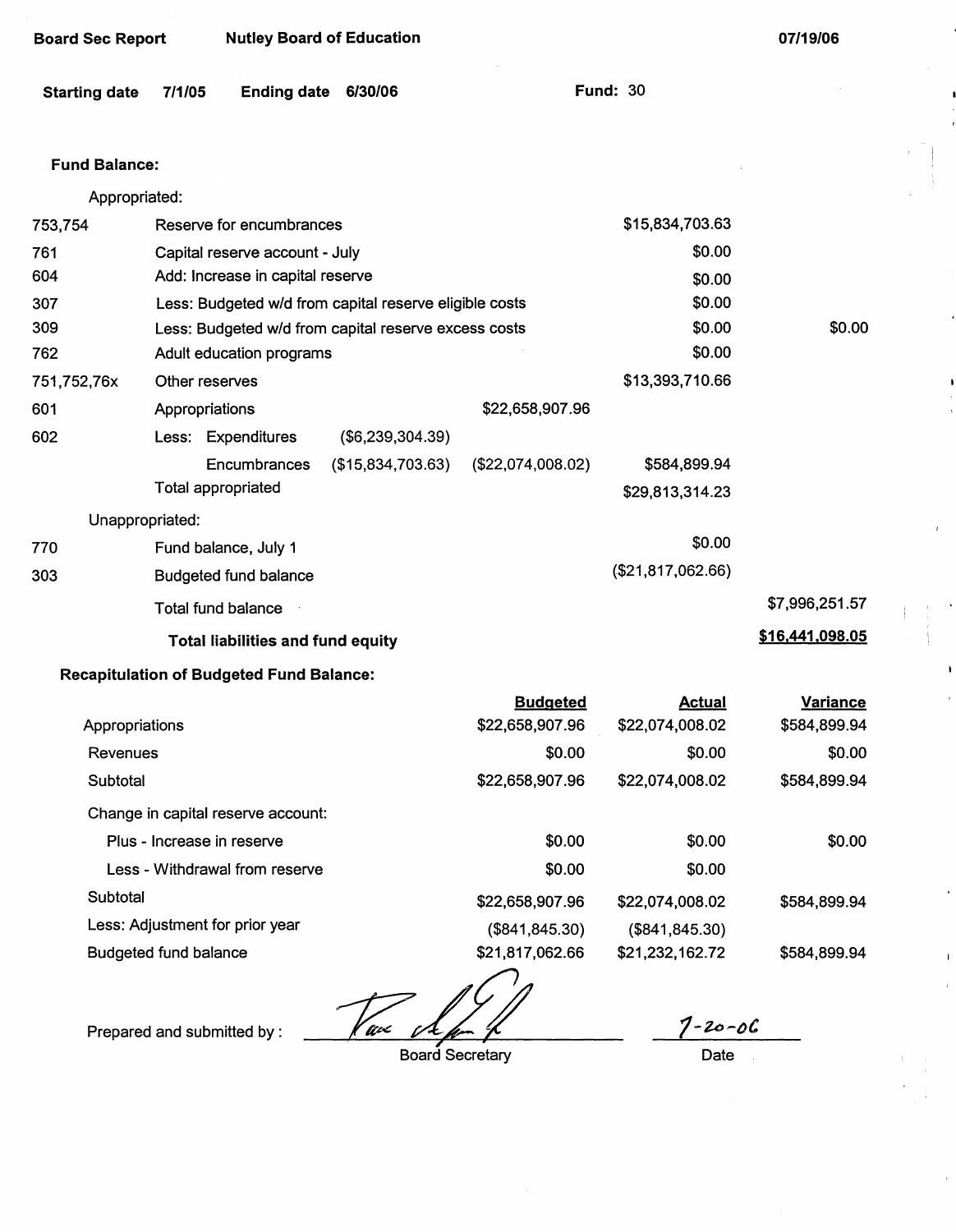**Board Sec Report** **Nutley Board of Education** **07/19/06**

**Starting date** **7/1/05** **Ending date** **6/30/06** **Fund:** 30

**Fund Balance:**

| | | | | | |
|---|---|---|---|---|---|
| | Appropriated: | | | | |
| 753,754 | Reserve for encumbrances | | | $15,834,703.63 | |
| 761 | Capital reserve account - July | | | $0.00 | |
| 604 | Add: Increase in capital reserve | | | $0.00 | |
| 307 | Less: Budgeted w/d from capital reserve eligible costs | | | $0.00 | |
| 309 | Less: Budgeted w/d from capital reserve excess costs | | | $0.00 | $0.00 |
| 762 | Adult education programs | | | $0.00 | |
| 751,752,76x | Other reserves | | | $13,393,710.66 | |
| 601 | Appropriations | | $22,658,907.96 | | |
| 602 | Less: Expenditures | ($6,239,304.39) | | | |
| | Encumbrances | ($15,834,703.63) | ($22,074,008.02) | $584,899.94 | |
| | Total appropriated | | | $29,813,314.23 | |
| | Unappropriated: | | | | |
| 770 | Fund balance, July 1 | | | $0.00 | |
| 303 | Budgeted fund balance | | | ($21,817,062.66) | |
| | Total fund balance | | | | $7,996,251.57 |
| | **Total liabilities and fund equity** | | | | **$16,441,098.05** |

**Recapitulation of Budgeted Fund Balance:**

| | Budgeted | Actual | Variance |
|---|---|---|---|
| Appropriations | $22,658,907.96 | $22,074,008.02 | $584,899.94 |
| Revenues | $0.00 | $0.00 | $0.00 |
| Subtotal | $22,658,907.96 | $22,074,008.02 | $584,899.94 |
| Change in capital reserve account: | | | |
| Plus - Increase in reserve | $0.00 | $0.00 | $0.00 |
| Less - Withdrawal from reserve | $0.00 | $0.00 | |
| Subtotal | $22,658,907.96 | $22,074,008.02 | $584,899.94 |
| Less: Adjustment for prior year | ($841,845.30) | ($841,845.30) | |
| Budgeted fund balance | $21,817,062.66 | $21,232,162.72 | $584,899.94 |

Prepared and submitted by : _______________ Board Secretary

7-20-06
Date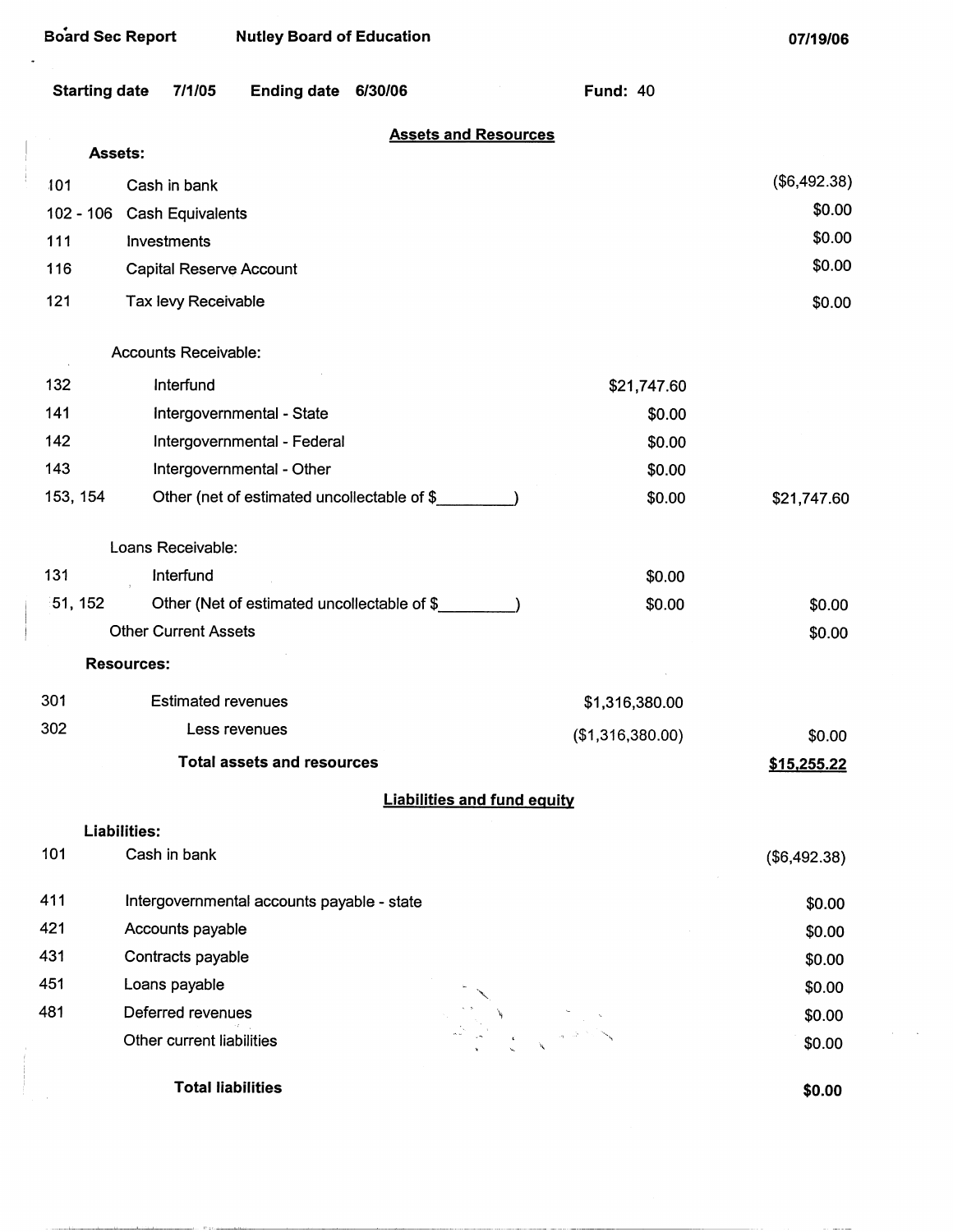Board Sec Report    Nutley Board of Education    07/19/06

**Starting date** 7/1/05    **Ending date** 6/30/06    **Fund:** 40

## Assets and Resources

**Assets:**

| Code | Description | | Amount |
|---|---|---|---|
| 101 | Cash in bank | | ($6,492.38) |
| 102 - 106 | Cash Equivalents | | $0.00 |
| 111 | Investments | | $0.00 |
| 116 | Capital Reserve Account | | $0.00 |
| 121 | Tax levy Receivable | | $0.00 |
| | Accounts Receivable: | | |
| 132 | Interfund | $21,747.60 | |
| 141 | Intergovernmental - State | $0.00 | |
| 142 | Intergovernmental - Federal | $0.00 | |
| 143 | Intergovernmental - Other | $0.00 | |
| 153, 154 | Other (net of estimated uncollectable of $_________) | $0.00 | $21,747.60 |
| | Loans Receivable: | | |
| 131 | Interfund | $0.00 | |
| 51, 152 | Other (Net of estimated uncollectable of $_________) | $0.00 | $0.00 |
| | Other Current Assets | | $0.00 |
| | **Resources:** | | |
| 301 | Estimated revenues | $1,316,380.00 | |
| 302 | Less revenues | ($1,316,380.00) | $0.00 |
| | **Total assets and resources** | | **$15,255.22** |

## Liabilities and fund equity

**Liabilities:**

| Code | Description | Amount |
|---|---|---|
| 101 | Cash in bank | ($6,492.38) |
| 411 | Intergovernmental accounts payable - state | $0.00 |
| 421 | Accounts payable | $0.00 |
| 431 | Contracts payable | $0.00 |
| 451 | Loans payable | $0.00 |
| 481 | Deferred revenues | $0.00 |
| | Other current liabilities | $0.00 |
| | **Total liabilities** | **$0.00** |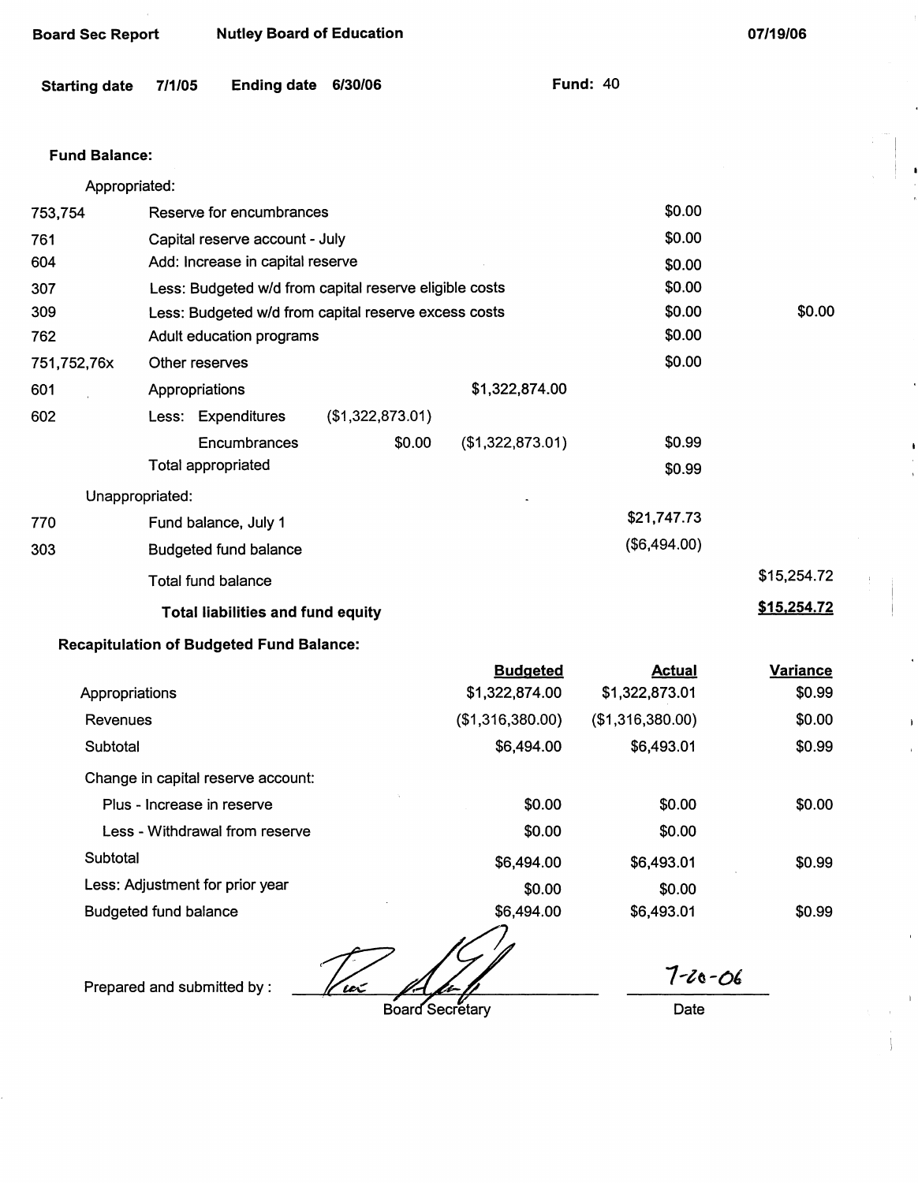Board Sec Report | Nutley Board of Education | 07/19/06

**Starting date** 7/1/05 **Ending date** 6/30/06 **Fund:** 40

**Fund Balance:**

| | | | | | |
|---|---|---|---|---|---|
| | Appropriated: | | | | |
| 753,754 | Reserve for encumbrances | | | $0.00 | |
| 761 | Capital reserve account - July | | | $0.00 | |
| 604 | Add: Increase in capital reserve | | | $0.00 | |
| 307 | Less: Budgeted w/d from capital reserve eligible costs | | | $0.00 | |
| 309 | Less: Budgeted w/d from capital reserve excess costs | | | $0.00 | $0.00 |
| 762 | Adult education programs | | | $0.00 | |
| 751,752,76x | Other reserves | | | $0.00 | |
| 601 | Appropriations | | $1,322,874.00 | | |
| 602 | Less: Expenditures | ($1,322,873.01) | | | |
| | Encumbrances | $0.00 | ($1,322,873.01) | $0.99 | |
| | Total appropriated | | | $0.99 | |
| | Unappropriated: | | | | |
| 770 | Fund balance, July 1 | | | $21,747.73 | |
| 303 | Budgeted fund balance | | | ($6,494.00) | |
| | Total fund balance | | | | $15,254.72 |
| | **Total liabilities and fund equity** | | | | **$15,254.72** |

**Recapitulation of Budgeted Fund Balance:**

| | Budgeted | Actual | Variance |
|---|---|---|---|
| Appropriations | $1,322,874.00 | $1,322,873.01 | $0.99 |
| Revenues | ($1,316,380.00) | ($1,316,380.00) | $0.00 |
| Subtotal | $6,494.00 | $6,493.01 | $0.99 |
| Change in capital reserve account: | | | |
| Plus - Increase in reserve | $0.00 | $0.00 | $0.00 |
| Less - Withdrawal from reserve | $0.00 | $0.00 | |
| Subtotal | $6,494.00 | $6,493.01 | $0.99 |
| Less: Adjustment for prior year | $0.00 | $0.00 | |
| Budgeted fund balance | $6,494.00 | $6,493.01 | $0.99 |

Prepared and submitted by : [signature] Board Secretary

Date: 7-20-06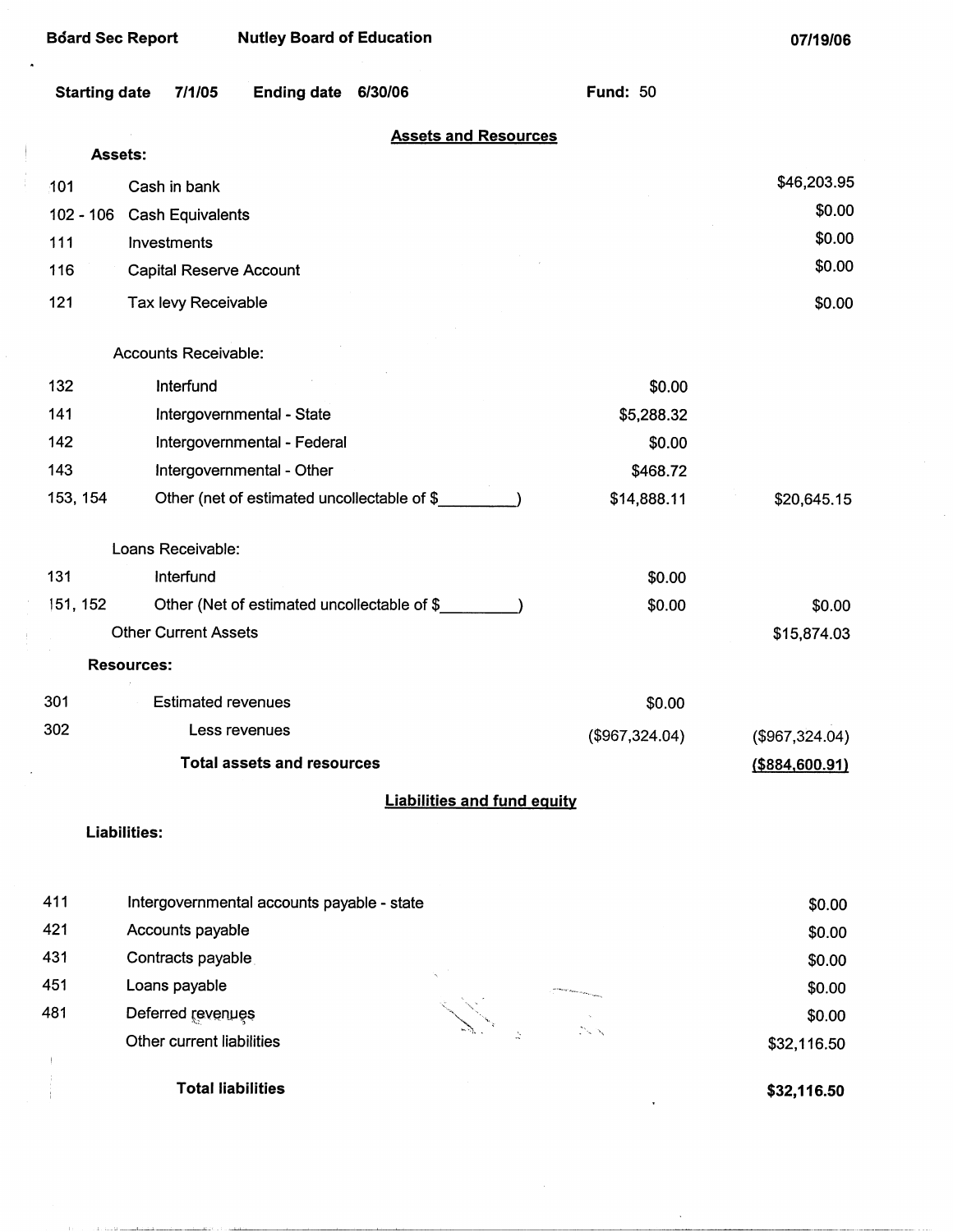Board Sec Report    Nutley Board of Education    07/19/06

Starting date 7/1/05    Ending date 6/30/06    Fund: 50

## Assets and Resources

**Assets:**

| Code | Description | | |
|---|---|---|---|
| 101 | Cash in bank | | $46,203.95 |
| 102 - 106 | Cash Equivalents | | $0.00 |
| 111 | Investments | | $0.00 |
| 116 | Capital Reserve Account | | $0.00 |
| 121 | Tax levy Receivable | | $0.00 |
| | Accounts Receivable: | | |
| 132 | Interfund | $0.00 | |
| 141 | Intergovernmental - State | $5,288.32 | |
| 142 | Intergovernmental - Federal | $0.00 | |
| 143 | Intergovernmental - Other | $468.72 | |
| 153, 154 | Other (net of estimated uncollectable of $_________) | $14,888.11 | $20,645.15 |
| | Loans Receivable: | | |
| 131 | Interfund | $0.00 | |
| 151, 152 | Other (Net of estimated uncollectable of $_________) | $0.00 | $0.00 |
| | Other Current Assets | | $15,874.03 |

**Resources:**

| Code | Description | | |
|---|---|---|---|
| 301 | Estimated revenues | $0.00 | |
| 302 | Less revenues | ($967,324.04) | ($967,324.04) |
| | **Total assets and resources** | | **($884,600.91)** |

## Liabilities and fund equity

**Liabilities:**

| Code | Description | |
|---|---|---|
| 411 | Intergovernmental accounts payable - state | $0.00 |
| 421 | Accounts payable | $0.00 |
| 431 | Contracts payable | $0.00 |
| 451 | Loans payable | $0.00 |
| 481 | Deferred revenues | $0.00 |
| | Other current liabilities | $32,116.50 |
| | **Total liabilities** | **$32,116.50** |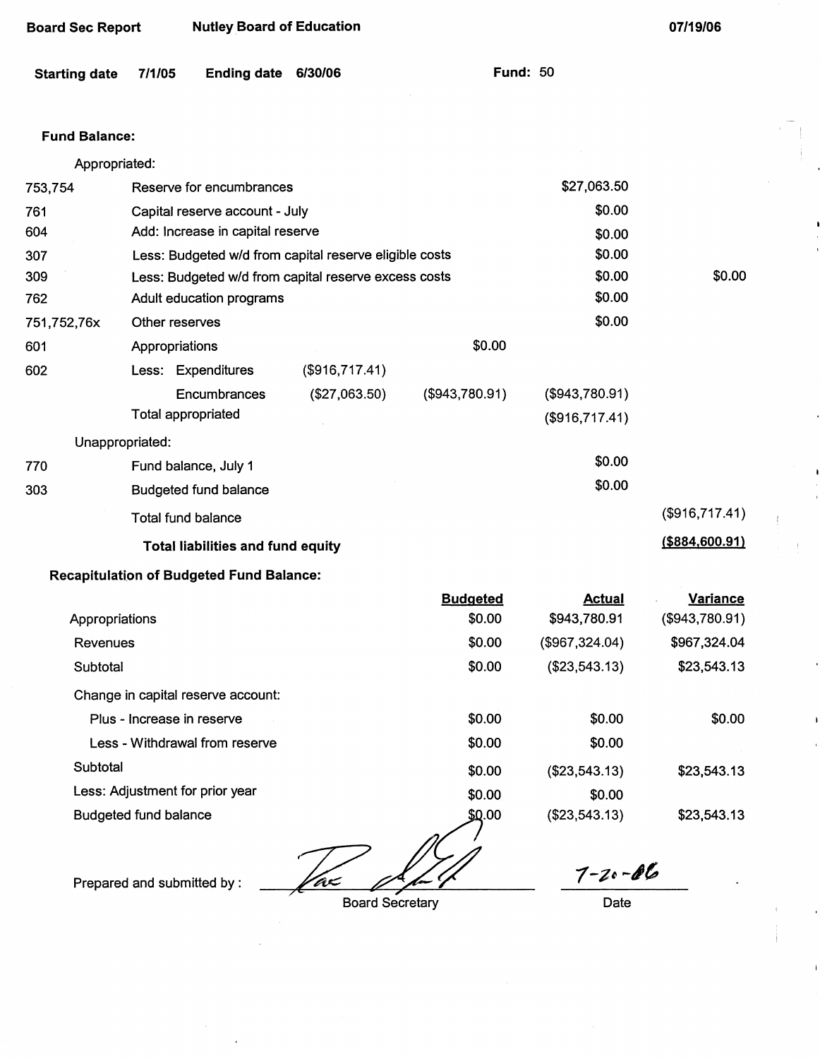Board Sec Report Nutley Board of Education 07/19/06

**Starting date** 7/1/05 **Ending date** 6/30/06 **Fund:** 50

**Fund Balance:**

| Code | Description | | | | |
|---|---|---|---|---|---|
| | Appropriated: | | | | |
| 753,754 | Reserve for encumbrances | | | $27,063.50 | |
| 761 | Capital reserve account - July | | | $0.00 | |
| 604 | Add: Increase in capital reserve | | | $0.00 | |
| 307 | Less: Budgeted w/d from capital reserve eligible costs | | | $0.00 | |
| 309 | Less: Budgeted w/d from capital reserve excess costs | | | $0.00 | $0.00 |
| 762 | Adult education programs | | | $0.00 | |
| 751,752,76x | Other reserves | | | $0.00 | |
| 601 | Appropriations | | $0.00 | | |
| 602 | Less: Expenditures | ($916,717.41) | | | |
| | Encumbrances | ($27,063.50) | ($943,780.91) | ($943,780.91) | |
| | Total appropriated | | | ($916,717.41) | |
| | Unappropriated: | | | | |
| 770 | Fund balance, July 1 | | | $0.00 | |
| 303 | Budgeted fund balance | | | $0.00 | |
| | Total fund balance | | | | ($916,717.41) |
| | **Total liabilities and fund equity** | | | | **($884,600.91)** |

**Recapitulation of Budgeted Fund Balance:**

| | Budgeted | Actual | Variance |
|---|---|---|---|
| Appropriations | $0.00 | $943,780.91 | ($943,780.91) |
| Revenues | $0.00 | ($967,324.04) | $967,324.04 |
| Subtotal | $0.00 | ($23,543.13) | $23,543.13 |
| Change in capital reserve account: | | | |
| Plus - Increase in reserve | $0.00 | $0.00 | $0.00 |
| Less - Withdrawal from reserve | $0.00 | $0.00 | |
| Subtotal | $0.00 | ($23,543.13) | $23,543.13 |
| Less: Adjustment for prior year | $0.00 | $0.00 | |
| Budgeted fund balance | $0.00 | ($23,543.13) | $23,543.13 |

Prepared and submitted by : ______________________ Board Secretary    7-20-06 Date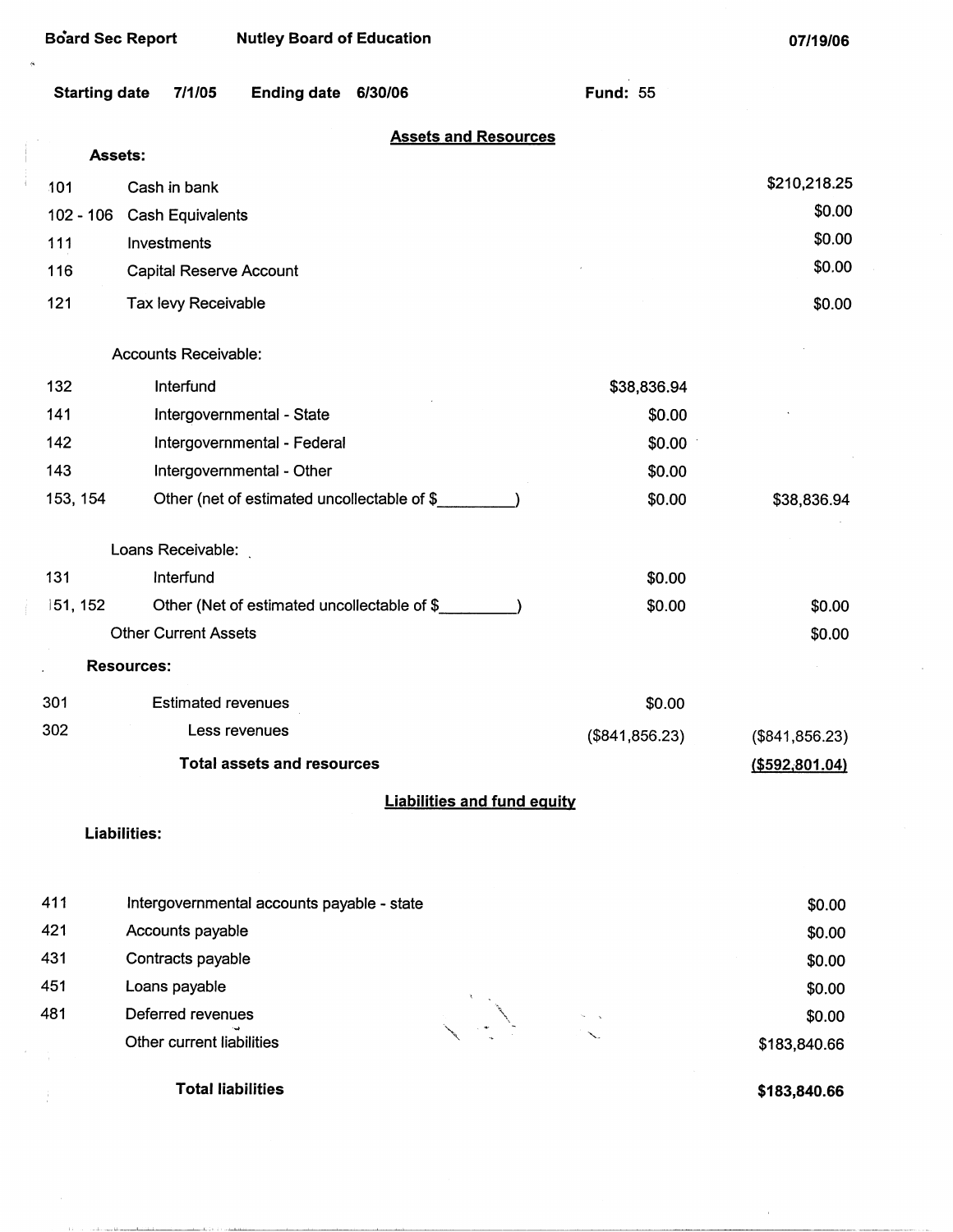Board Sec Report — Nutley Board of Education — 07/19/06

**Starting date** 7/1/05 **Ending date** 6/30/06 **Fund:** 55

## Assets and Resources

**Assets:**

| Code | Description | | Amount |
|---|---|---|---|
| 101 | Cash in bank | | $210,218.25 |
| 102 - 106 | Cash Equivalents | | $0.00 |
| 111 | Investments | | $0.00 |
| 116 | Capital Reserve Account | | $0.00 |
| 121 | Tax levy Receivable | | $0.00 |
| | Accounts Receivable: | | |
| 132 | Interfund | $38,836.94 | |
| 141 | Intergovernmental - State | $0.00 | |
| 142 | Intergovernmental - Federal | $0.00 | |
| 143 | Intergovernmental - Other | $0.00 | |
| 153, 154 | Other (net of estimated uncollectable of $_________) | $0.00 | $38,836.94 |
| | Loans Receivable: | | |
| 131 | Interfund | $0.00 | |
| 151, 152 | Other (Net of estimated uncollectable of $_________) | $0.00 | $0.00 |
| | Other Current Assets | | $0.00 |

**Resources:**

| Code | Description | | Amount |
|---|---|---|---|
| 301 | Estimated revenues | $0.00 | |
| 302 | Less revenues | ($841,856.23) | ($841,856.23) |
| | **Total assets and resources** | | **($592,801.04)** |

## Liabilities and fund equity

**Liabilities:**

| Code | Description | Amount |
|---|---|---|
| 411 | Intergovernmental accounts payable - state | $0.00 |
| 421 | Accounts payable | $0.00 |
| 431 | Contracts payable | $0.00 |
| 451 | Loans payable | $0.00 |
| 481 | Deferred revenues | $0.00 |
| | Other current liabilities | $183,840.66 |
| | **Total liabilities** | **$183,840.66** |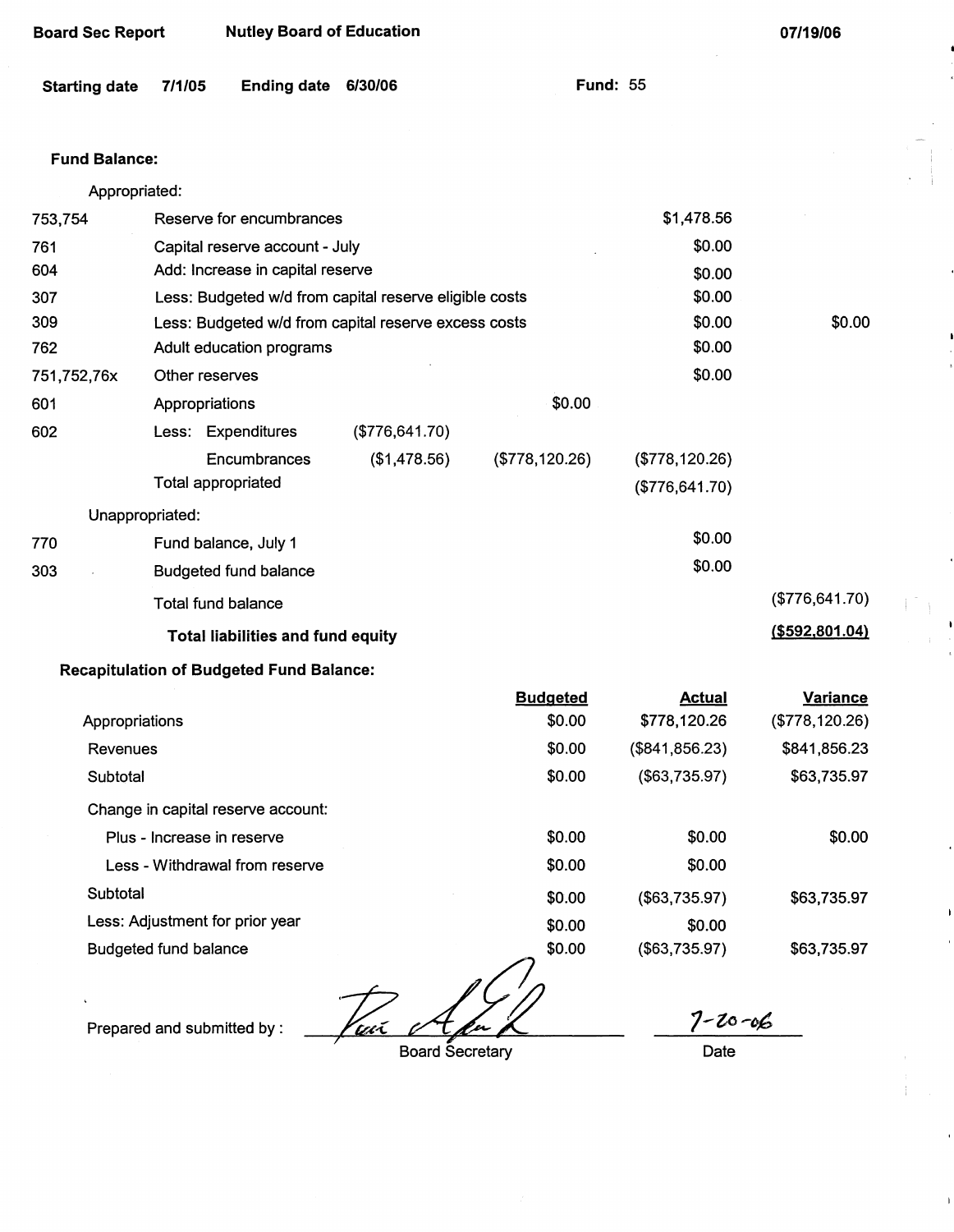Board Sec Report | Nutley Board of Education | 07/19/06

**Starting date** 7/1/05 **Ending date** 6/30/06 **Fund:** 55

**Fund Balance:**

| | | | | | |
|---|---|---|---|---|---|
| | Appropriated: | | | | |
| 753,754 | Reserve for encumbrances | | | $1,478.56 | |
| 761 | Capital reserve account - July | | | $0.00 | |
| 604 | Add: Increase in capital reserve | | | $0.00 | |
| 307 | Less: Budgeted w/d from capital reserve eligible costs | | | $0.00 | |
| 309 | Less: Budgeted w/d from capital reserve excess costs | | | $0.00 | $0.00 |
| 762 | Adult education programs | | | $0.00 | |
| 751,752,76x | Other reserves | | | $0.00 | |
| 601 | Appropriations | | $0.00 | | |
| 602 | Less: Expenditures | ($776,641.70) | | | |
| | Encumbrances | ($1,478.56) | ($778,120.26) | ($778,120.26) | |
| | Total appropriated | | | ($776,641.70) | |
| | Unappropriated: | | | | |
| 770 | Fund balance, July 1 | | | $0.00 | |
| 303 | Budgeted fund balance | | | $0.00 | |
| | Total fund balance | | | | ($776,641.70) |
| | **Total liabilities and fund equity** | | | | **($592,801.04)** |

**Recapitulation of Budgeted Fund Balance:**

| | Budgeted | Actual | Variance |
|---|---|---|---|
| Appropriations | $0.00 | $778,120.26 | ($778,120.26) |
| Revenues | $0.00 | ($841,856.23) | $841,856.23 |
| Subtotal | $0.00 | ($63,735.97) | $63,735.97 |
| Change in capital reserve account: | | | |
| Plus - Increase in reserve | $0.00 | $0.00 | $0.00 |
| Less - Withdrawal from reserve | $0.00 | $0.00 | |
| Subtotal | $0.00 | ($63,735.97) | $63,735.97 |
| Less: Adjustment for prior year | $0.00 | $0.00 | |
| Budgeted fund balance | $0.00 | ($63,735.97) | $63,735.97 |

Prepared and submitted by : _[signature]_ Board Secretary

7-20-06
Date